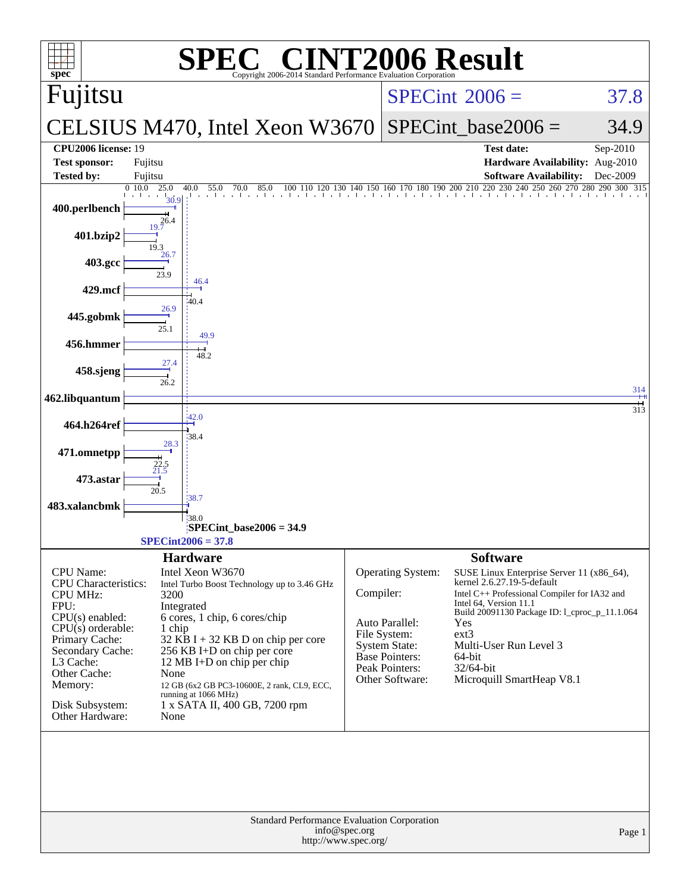# SPEC® CINT2006 Result

Copyright 2006-2014 Standard Performance Evaluation Corporation

## Fujitsu

## CELSIUS M470, Intel Xeon W3670

SPECint 2006 = 37.8

SPECint_base2006 = 34.9

| | | | |
|---|---|---|---|
| **CPU2006 license:** | 19 | **Test date:** | Sep-2010 |
| **Test sponsor:** | Fujitsu | **Hardware Availability:** | Aug-2010 |
| **Tested by:** | Fujitsu | **Software Availability:** | Dec-2009 |

| Benchmark | Peak | Base |
|---|---|---|
| 400.perlbench | 30.9 | 26.4 |
| 401.bzip2 | 19.7 | 19.3 |
| 403.gcc | 26.7 | 23.9 |
| 429.mcf | 46.4 | 40.4 |
| 445.gobmk | 26.9 | 25.1 |
| 456.hmmer | 49.9 | 48.2 |
| 458.sjeng | 27.4 | 26.2 |
| 462.libquantum | 314 | 313 |
| 464.h264ref | 42.0 | 38.4 |
| 471.omnetpp | 28.3 | 22.5 |
| 473.astar | 21.5 | 20.5 |
| 483.xalancbmk | 38.7 | 38.0 |

SPECint_base2006 = 34.9

SPECint2006 = 37.8

## Hardware

| | |
|---|---|
| CPU Name: | Intel Xeon W3670 |
| CPU Characteristics: | Intel Turbo Boost Technology up to 3.46 GHz |
| CPU MHz: | 3200 |
| FPU: | Integrated |
| CPU(s) enabled: | 6 cores, 1 chip, 6 cores/chip |
| CPU(s) orderable: | 1 chip |
| Primary Cache: | 32 KB I + 32 KB D on chip per core |
| Secondary Cache: | 256 KB I+D on chip per core |
| L3 Cache: | 12 MB I+D on chip per chip |
| Other Cache: | None |
| Memory: | 12 GB (6x2 GB PC3-10600E, 2 rank, CL9, ECC, running at 1066 MHz) |
| Disk Subsystem: | 1 x SATA II, 400 GB, 7200 rpm |
| Other Hardware: | None |

## Software

| | |
|---|---|
| Operating System: | SUSE Linux Enterprise Server 11 (x86_64), kernel 2.6.27.19-5-default |
| Compiler: | Intel C++ Professional Compiler for IA32 and Intel 64, Version 11.1 Build 20091130 Package ID: l_cproc_p_11.1.064 |
| Auto Parallel: | Yes |
| File System: | ext3 |
| System State: | Multi-User Run Level 3 |
| Base Pointers: | 64-bit |
| Peak Pointers: | 32/64-bit |
| Other Software: | Microquill SmartHeap V8.1 |

Standard Performance Evaluation Corporation
info@spec.org
http://www.spec.org/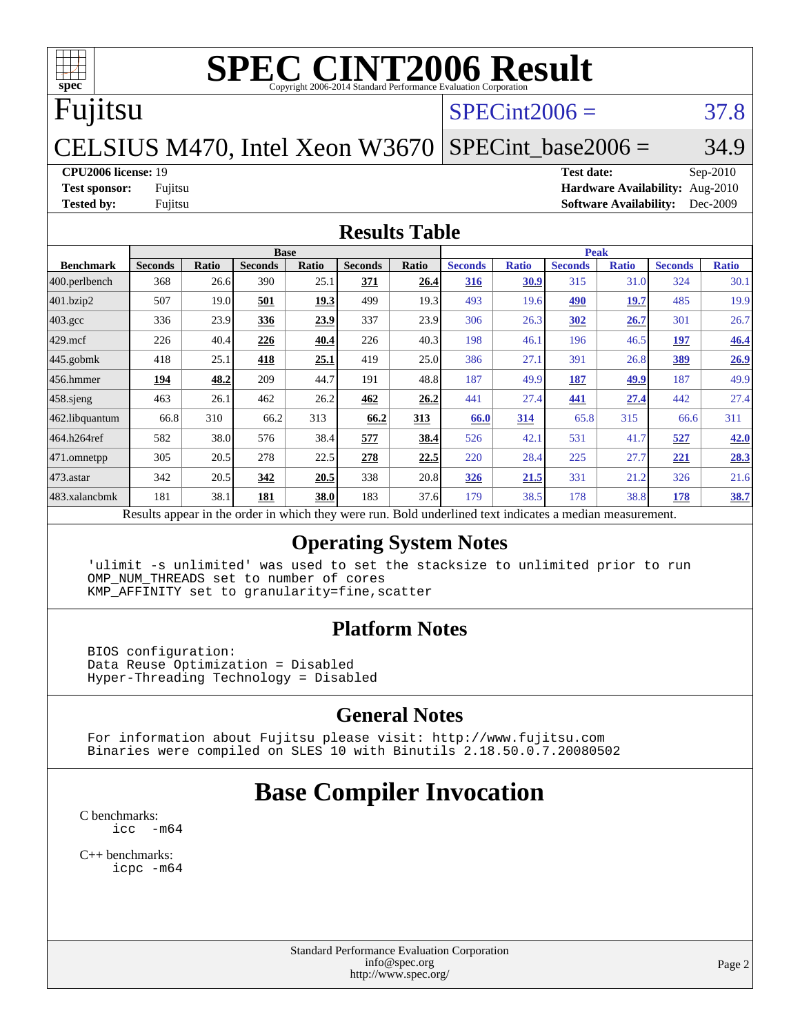# SPEC CINT2006 Result

Copyright 2006-2014 Standard Performance Evaluation Corporation

**Fujitsu**

**CELSIUS M470, Intel Xeon W3670**

SPECint2006 = 37.8

SPECint_base2006 = 34.9

**CPU2006 license:** 19
**Test sponsor:** Fujitsu
**Tested by:** Fujitsu

**Test date:** Sep-2010
**Hardware Availability:** Aug-2010
**Software Availability:** Dec-2009

## Results Table

| Benchmark | Base | | | | | | Peak | | | | | |
|---|---|---|---|---|---|---|---|---|---|---|---|---|
| | Seconds | Ratio | Seconds | Ratio | Seconds | Ratio | Seconds | Ratio | Seconds | Ratio | Seconds | Ratio |
| 400.perlbench | 368 | 26.6 | 390 | 25.1 | **371** | **26.4** | **316** | **30.9** | 315 | 31.0 | 324 | 30.1 |
| 401.bzip2 | 507 | 19.0 | **501** | **19.3** | 499 | 19.3 | 493 | 19.6 | **490** | **19.7** | 485 | 19.9 |
| 403.gcc | 336 | 23.9 | **336** | **23.9** | 337 | 23.9 | 306 | 26.3 | **302** | **26.7** | 301 | 26.7 |
| 429.mcf | 226 | 40.4 | **226** | **40.4** | 226 | 40.3 | 198 | 46.1 | 196 | 46.5 | **197** | **46.4** |
| 445.gobmk | 418 | 25.1 | **418** | **25.1** | 419 | 25.0 | 386 | 27.1 | 391 | 26.8 | **389** | **26.9** |
| 456.hmmer | **194** | **48.2** | 209 | 44.7 | 191 | 48.8 | 187 | 49.9 | **187** | **49.9** | 187 | 49.9 |
| 458.sjeng | 463 | 26.1 | 462 | 26.2 | **462** | **26.2** | 441 | 27.4 | **441** | **27.4** | 442 | 27.4 |
| 462.libquantum | 66.8 | 310 | 66.2 | 313 | **66.2** | **313** | **66.0** | **314** | 65.8 | 315 | 66.6 | 311 |
| 464.h264ref | 582 | 38.0 | 576 | 38.4 | **577** | **38.4** | 526 | 42.1 | 531 | 41.7 | **527** | **42.0** |
| 471.omnetpp | 305 | 20.5 | 278 | 22.5 | **278** | **22.5** | 220 | 28.4 | 225 | 27.7 | **221** | **28.3** |
| 473.astar | 342 | 20.5 | **342** | **20.5** | 338 | 20.8 | **326** | **21.5** | 331 | 21.2 | 326 | 21.6 |
| 483.xalancbmk | 181 | 38.1 | **181** | **38.0** | 183 | 37.6 | 179 | 38.5 | 178 | 38.8 | **178** | **38.7** |

Results appear in the order in which they were run. Bold underlined text indicates a median measurement.

## Operating System Notes

```
'ulimit -s unlimited' was used to set the stacksize to unlimited prior to run
OMP_NUM_THREADS set to number of cores
KMP_AFFINITY set to granularity=fine,scatter
```

## Platform Notes

```
BIOS configuration:
Data Reuse Optimization = Disabled
Hyper-Threading Technology = Disabled
```

## General Notes

```
For information about Fujitsu please visit: http://www.fujitsu.com
Binaries were compiled on SLES 10 with Binutils 2.18.50.0.7.20080502
```

# Base Compiler Invocation

C benchmarks:
```
icc  -m64
```

C++ benchmarks:
```
icpc -m64
```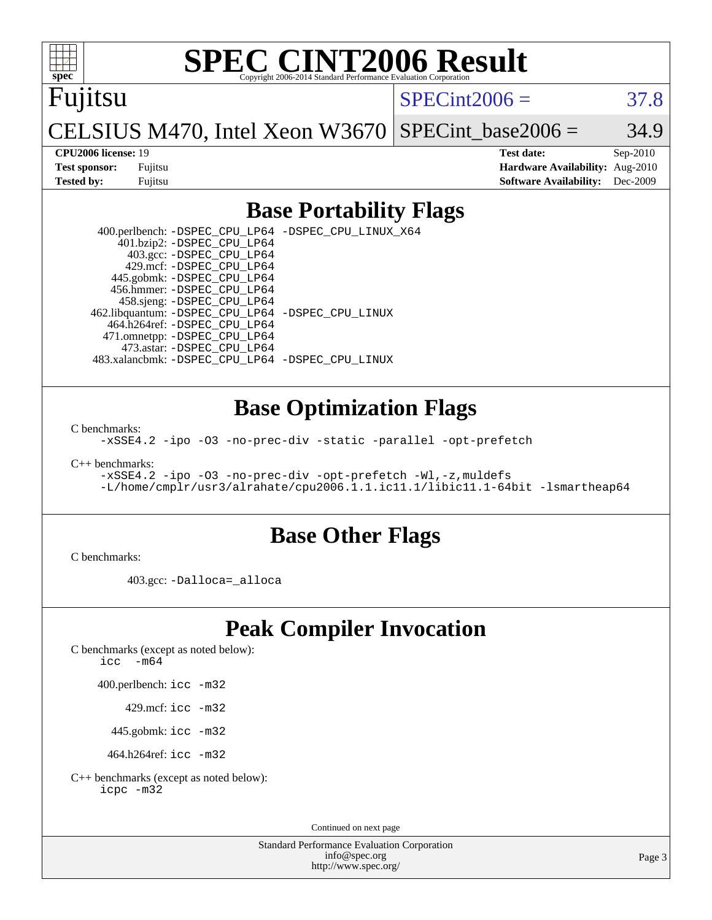# SPEC CINT2006 Result

Copyright 2006-2014 Standard Performance Evaluation Corporation

**Fujitsu**

**CELSIUS M470, Intel Xeon W3670**

SPECint2006 = 37.8

SPECint_base2006 = 34.9

| | | | |
|---|---|---|---|
| **CPU2006 license:** 19 | | **Test date:** | Sep-2010 |
| **Test sponsor:** | Fujitsu | **Hardware Availability:** | Aug-2010 |
| **Tested by:** | Fujitsu | **Software Availability:** | Dec-2009 |

## Base Portability Flags

400.perlbench: `-DSPEC_CPU_LP64 -DSPEC_CPU_LINUX_X64`
401.bzip2: `-DSPEC_CPU_LP64`
403.gcc: `-DSPEC_CPU_LP64`
429.mcf: `-DSPEC_CPU_LP64`
445.gobmk: `-DSPEC_CPU_LP64`
456.hmmer: `-DSPEC_CPU_LP64`
458.sjeng: `-DSPEC_CPU_LP64`
462.libquantum: `-DSPEC_CPU_LP64 -DSPEC_CPU_LINUX`
464.h264ref: `-DSPEC_CPU_LP64`
471.omnetpp: `-DSPEC_CPU_LP64`
473.astar: `-DSPEC_CPU_LP64`
483.xalancbmk: `-DSPEC_CPU_LP64 -DSPEC_CPU_LINUX`

## Base Optimization Flags

C benchmarks:

```
-xSSE4.2 -ipo -O3 -no-prec-div -static -parallel -opt-prefetch
```

C++ benchmarks:

```
-xSSE4.2 -ipo -O3 -no-prec-div -opt-prefetch -Wl,-z,muldefs
-L/home/cmplr/usr3/alrahate/cpu2006.1.1.ic11.1/libic11.1-64bit -lsmartheap64
```

## Base Other Flags

C benchmarks:

403.gcc: `-Dalloca=_alloca`

## Peak Compiler Invocation

C benchmarks (except as noted below):
`icc -m64`

400.perlbench: `icc -m32`

429.mcf: `icc -m32`

445.gobmk: `icc -m32`

464.h264ref: `icc -m32`

C++ benchmarks (except as noted below):
`icpc -m32`

Continued on next page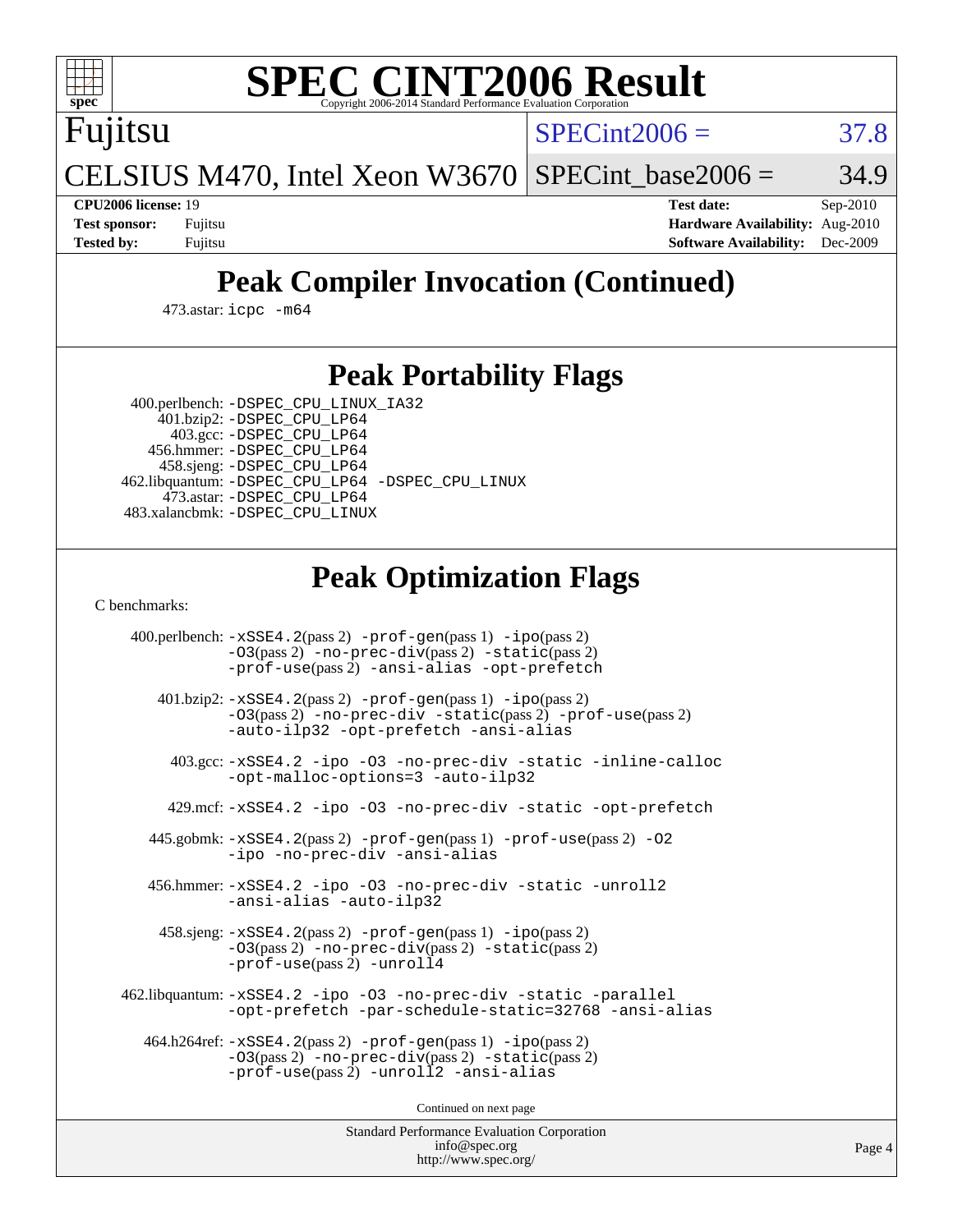# SPEC CINT2006 Result

Copyright 2006-2014 Standard Performance Evaluation Corporation

Fujitsu

CELSIUS M470, Intel Xeon W3670

SPECint2006 = 37.8

SPECint_base2006 = 34.9

**CPU2006 license:** 19
**Test sponsor:** Fujitsu
**Tested by:** Fujitsu

**Test date:** Sep-2010
**Hardware Availability:** Aug-2010
**Software Availability:** Dec-2009

## Peak Compiler Invocation (Continued)

473.astar: `icpc -m64`

## Peak Portability Flags

400.perlbench: `-DSPEC_CPU_LINUX_IA32`
401.bzip2: `-DSPEC_CPU_LP64`
403.gcc: `-DSPEC_CPU_LP64`
456.hmmer: `-DSPEC_CPU_LP64`
458.sjeng: `-DSPEC_CPU_LP64`
462.libquantum: `-DSPEC_CPU_LP64 -DSPEC_CPU_LINUX`
473.astar: `-DSPEC_CPU_LP64`
483.xalancbmk: `-DSPEC_CPU_LINUX`

## Peak Optimization Flags

C benchmarks:

400.perlbench: `-xSSE4.2`(pass 2) `-prof-gen`(pass 1) `-ipo`(pass 2) `-O3`(pass 2) `-no-prec-div`(pass 2) `-static`(pass 2) `-prof-use`(pass 2) `-ansi-alias -opt-prefetch`

401.bzip2: `-xSSE4.2`(pass 2) `-prof-gen`(pass 1) `-ipo`(pass 2) `-O3`(pass 2) `-no-prec-div -static`(pass 2) `-prof-use`(pass 2) `-auto-ilp32 -opt-prefetch -ansi-alias`

403.gcc: `-xSSE4.2 -ipo -O3 -no-prec-div -static -inline-calloc -opt-malloc-options=3 -auto-ilp32`

429.mcf: `-xSSE4.2 -ipo -O3 -no-prec-div -static -opt-prefetch`

445.gobmk: `-xSSE4.2`(pass 2) `-prof-gen`(pass 1) `-prof-use`(pass 2) `-O2 -ipo -no-prec-div -ansi-alias`

456.hmmer: `-xSSE4.2 -ipo -O3 -no-prec-div -static -unroll2 -ansi-alias -auto-ilp32`

458.sjeng: `-xSSE4.2`(pass 2) `-prof-gen`(pass 1) `-ipo`(pass 2) `-O3`(pass 2) `-no-prec-div`(pass 2) `-static`(pass 2) `-prof-use`(pass 2) `-unroll4`

462.libquantum: `-xSSE4.2 -ipo -O3 -no-prec-div -static -parallel -opt-prefetch -par-schedule-static=32768 -ansi-alias`

464.h264ref: `-xSSE4.2`(pass 2) `-prof-gen`(pass 1) `-ipo`(pass 2) `-O3`(pass 2) `-no-prec-div`(pass 2) `-static`(pass 2) `-prof-use`(pass 2) `-unroll2 -ansi-alias`

Continued on next page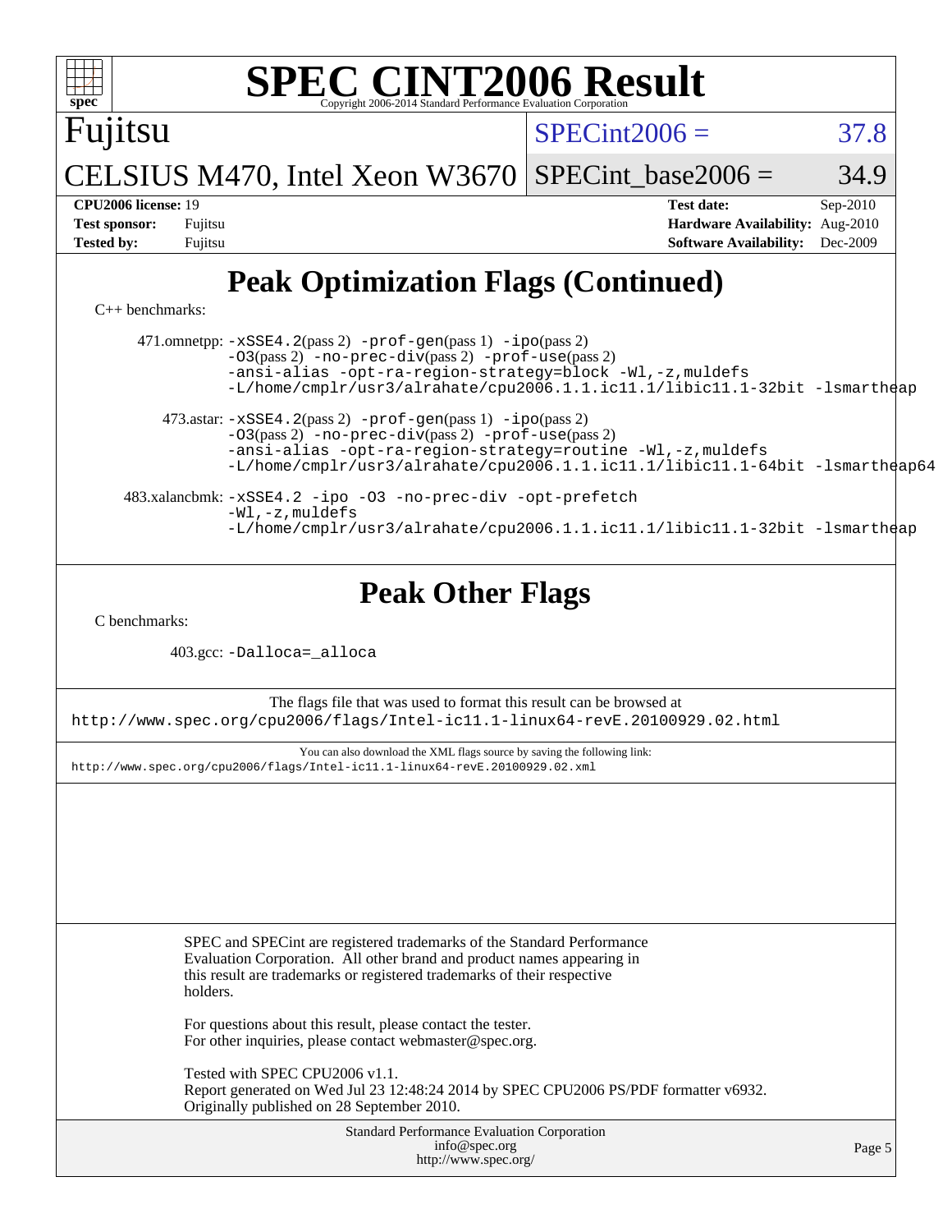# Peak Optimization Flags (Continued)

C++ benchmarks:

471.omnetpp: -xSSE4.2(pass 2) -prof-gen(pass 1) -ipo(pass 2) -O3(pass 2) -no-prec-div(pass 2) -prof-use(pass 2) -ansi-alias -opt-ra-region-strategy=block -Wl,-z,muldefs -L/home/cmplr/usr3/alrahate/cpu2006.1.1.ic11.1/libic11.1-32bit -lsmartheap

473.astar: -xSSE4.2(pass 2) -prof-gen(pass 1) -ipo(pass 2) -O3(pass 2) -no-prec-div(pass 2) -prof-use(pass 2) -ansi-alias -opt-ra-region-strategy=routine -Wl,-z,muldefs -L/home/cmplr/usr3/alrahate/cpu2006.1.1.ic11.1/libic11.1-64bit -lsmartheap64

483.xalancbmk: -xSSE4.2 -ipo -O3 -no-prec-div -opt-prefetch -Wl,-z,muldefs -L/home/cmplr/usr3/alrahate/cpu2006.1.1.ic11.1/libic11.1-32bit -lsmartheap

# Peak Other Flags

C benchmarks:

403.gcc: -Dalloca=_alloca

The flags file that was used to format this result can be browsed at
http://www.spec.org/cpu2006/flags/Intel-ic11.1-linux64-revE.20100929.02.html

You can also download the XML flags source by saving the following link:
http://www.spec.org/cpu2006/flags/Intel-ic11.1-linux64-revE.20100929.02.xml

SPEC and SPECint are registered trademarks of the Standard Performance Evaluation Corporation. All other brand and product names appearing in this result are trademarks or registered trademarks of their respective holders.

For questions about this result, please contact the tester.
For other inquiries, please contact webmaster@spec.org.

Tested with SPEC CPU2006 v1.1.
Report generated on Wed Jul 23 12:48:24 2014 by SPEC CPU2006 PS/PDF formatter v6932.
Originally published on 28 September 2010.